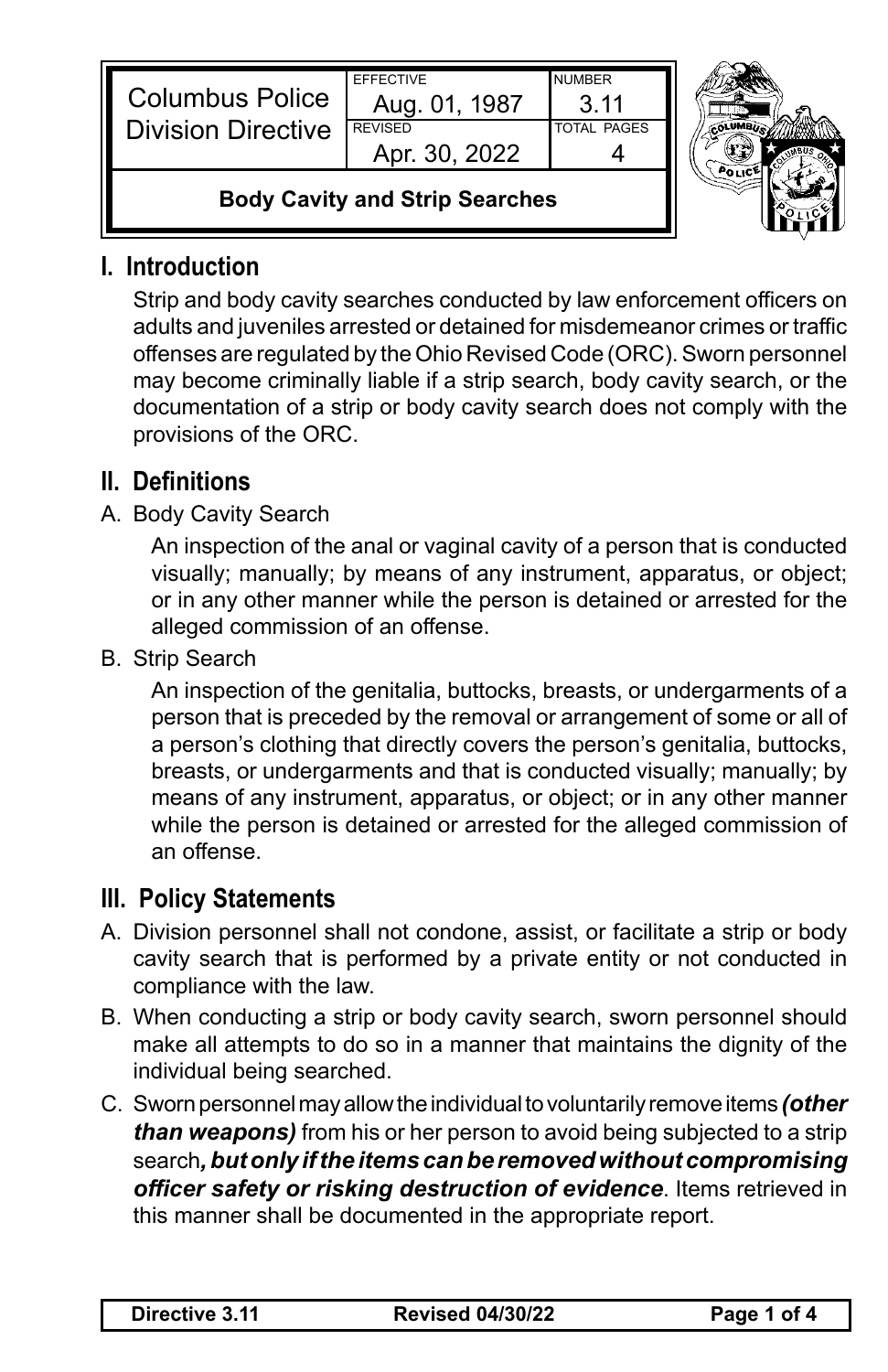| Columbus Police Division Directive | EFFECTIVE Aug. 01, 1987 | NUMBER 3.11 |
| --- | --- | --- |
| | REVISED Apr. 30, 2022 | TOTAL PAGES 4 |

**Body Cavity and Strip Searches**

## I. Introduction

Strip and body cavity searches conducted by law enforcement officers on adults and juveniles arrested or detained for misdemeanor crimes or traffic offenses are regulated by the Ohio Revised Code (ORC). Sworn personnel may become criminally liable if a strip search, body cavity search, or the documentation of a strip or body cavity search does not comply with the provisions of the ORC.

## II. Definitions

A. Body Cavity Search

An inspection of the anal or vaginal cavity of a person that is conducted visually; manually; by means of any instrument, apparatus, or object; or in any other manner while the person is detained or arrested for the alleged commission of an offense.

B. Strip Search

An inspection of the genitalia, buttocks, breasts, or undergarments of a person that is preceded by the removal or arrangement of some or all of a person's clothing that directly covers the person's genitalia, buttocks, breasts, or undergarments and that is conducted visually; manually; by means of any instrument, apparatus, or object; or in any other manner while the person is detained or arrested for the alleged commission of an offense.

## III. Policy Statements

A. Division personnel shall not condone, assist, or facilitate a strip or body cavity search that is performed by a private entity or not conducted in compliance with the law.

B. When conducting a strip or body cavity search, sworn personnel should make all attempts to do so in a manner that maintains the dignity of the individual being searched.

C. Sworn personnel may allow the individual to voluntarily remove items ***(other than weapons)*** from his or her person to avoid being subjected to a strip search***, but only if the items can be removed without compromising officer safety or risking destruction of evidence***. Items retrieved in this manner shall be documented in the appropriate report.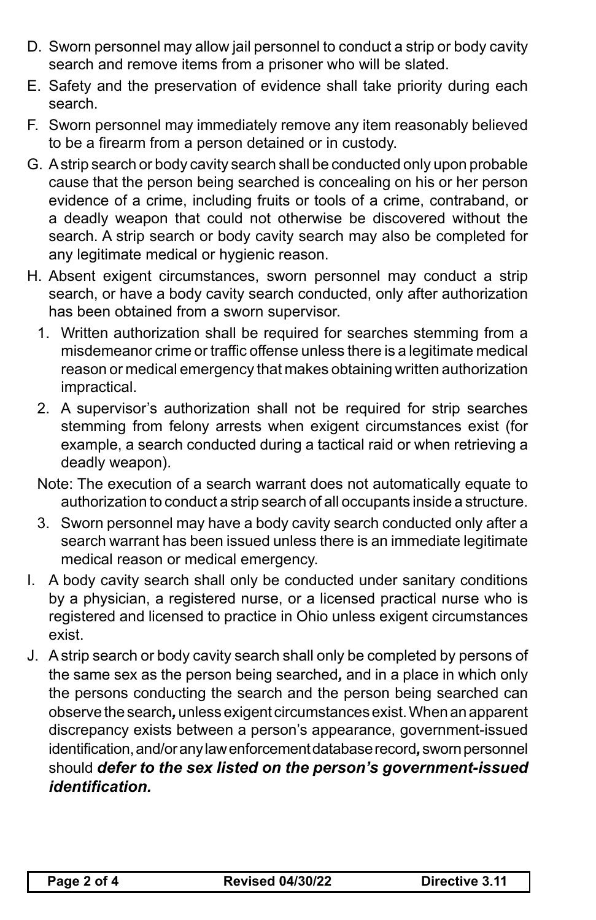D. Sworn personnel may allow jail personnel to conduct a strip or body cavity search and remove items from a prisoner who will be slated.

E. Safety and the preservation of evidence shall take priority during each search.

F. Sworn personnel may immediately remove any item reasonably believed to be a firearm from a person detained or in custody.

G. A strip search or body cavity search shall be conducted only upon probable cause that the person being searched is concealing on his or her person evidence of a crime, including fruits or tools of a crime, contraband, or a deadly weapon that could not otherwise be discovered without the search. A strip search or body cavity search may also be completed for any legitimate medical or hygienic reason.

H. Absent exigent circumstances, sworn personnel may conduct a strip search, or have a body cavity search conducted, only after authorization has been obtained from a sworn supervisor.

   1. Written authorization shall be required for searches stemming from a misdemeanor crime or traffic offense unless there is a legitimate medical reason or medical emergency that makes obtaining written authorization impractical.

   2. A supervisor's authorization shall not be required for strip searches stemming from felony arrests when exigent circumstances exist (for example, a search conducted during a tactical raid or when retrieving a deadly weapon).

   Note: The execution of a search warrant does not automatically equate to authorization to conduct a strip search of all occupants inside a structure.

   3. Sworn personnel may have a body cavity search conducted only after a search warrant has been issued unless there is an immediate legitimate medical reason or medical emergency.

I. A body cavity search shall only be conducted under sanitary conditions by a physician, a registered nurse, or a licensed practical nurse who is registered and licensed to practice in Ohio unless exigent circumstances exist.

J. A strip search or body cavity search shall only be completed by persons of the same sex as the person being searched*,* and in a place in which only the persons conducting the search and the person being searched can observe the search*,* unless exigent circumstances exist. When an apparent discrepancy exists between a person's appearance, government-issued identification, and/or any law enforcement database record*,* sworn personnel should ***defer to the sex listed on the person's government-issued identification.***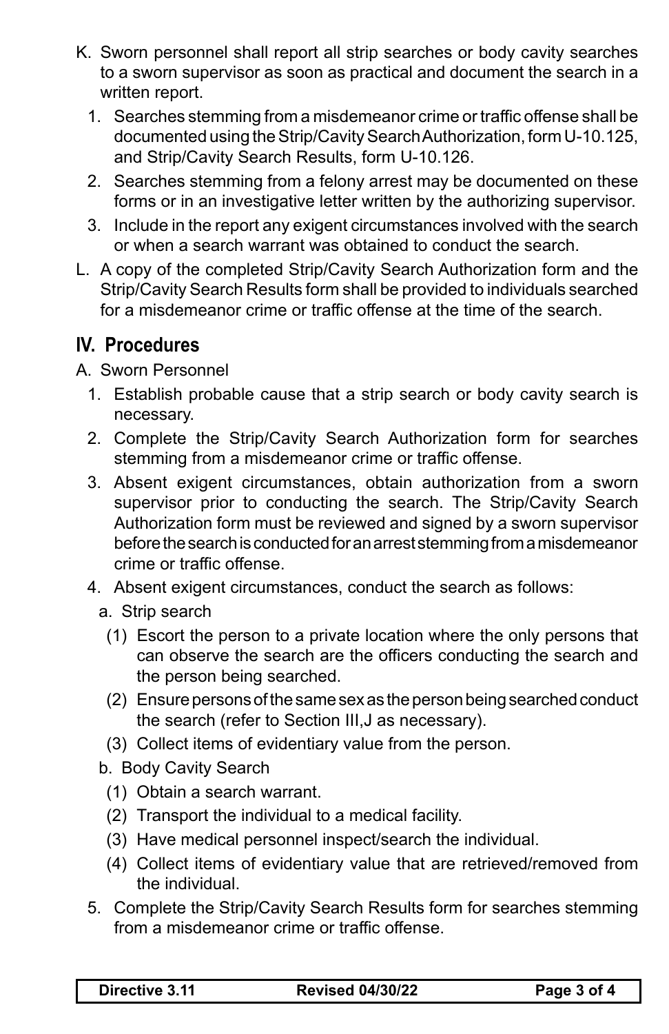K. Sworn personnel shall report all strip searches or body cavity searches to a sworn supervisor as soon as practical and document the search in a written report.

  1. Searches stemming from a misdemeanor crime or traffic offense shall be documented using the Strip/Cavity Search Authorization, form U-10.125, and Strip/Cavity Search Results, form U-10.126.
  2. Searches stemming from a felony arrest may be documented on these forms or in an investigative letter written by the authorizing supervisor.
  3. Include in the report any exigent circumstances involved with the search or when a search warrant was obtained to conduct the search.

L. A copy of the completed Strip/Cavity Search Authorization form and the Strip/Cavity Search Results form shall be provided to individuals searched for a misdemeanor crime or traffic offense at the time of the search.

## IV. Procedures

A. Sworn Personnel

  1. Establish probable cause that a strip search or body cavity search is necessary.
  2. Complete the Strip/Cavity Search Authorization form for searches stemming from a misdemeanor crime or traffic offense.
  3. Absent exigent circumstances, obtain authorization from a sworn supervisor prior to conducting the search. The Strip/Cavity Search Authorization form must be reviewed and signed by a sworn supervisor before the search is conducted for an arrest stemming from a misdemeanor crime or traffic offense.
  4. Absent exigent circumstances, conduct the search as follows:

     a. Strip search

       (1) Escort the person to a private location where the only persons that can observe the search are the officers conducting the search and the person being searched.

       (2) Ensure persons of the same sex as the person being searched conduct the search (refer to Section III,J as necessary).

       (3) Collect items of evidentiary value from the person.

     b. Body Cavity Search

       (1) Obtain a search warrant.

       (2) Transport the individual to a medical facility.

       (3) Have medical personnel inspect/search the individual.

       (4) Collect items of evidentiary value that are retrieved/removed from the individual.

  5. Complete the Strip/Cavity Search Results form for searches stemming from a misdemeanor crime or traffic offense.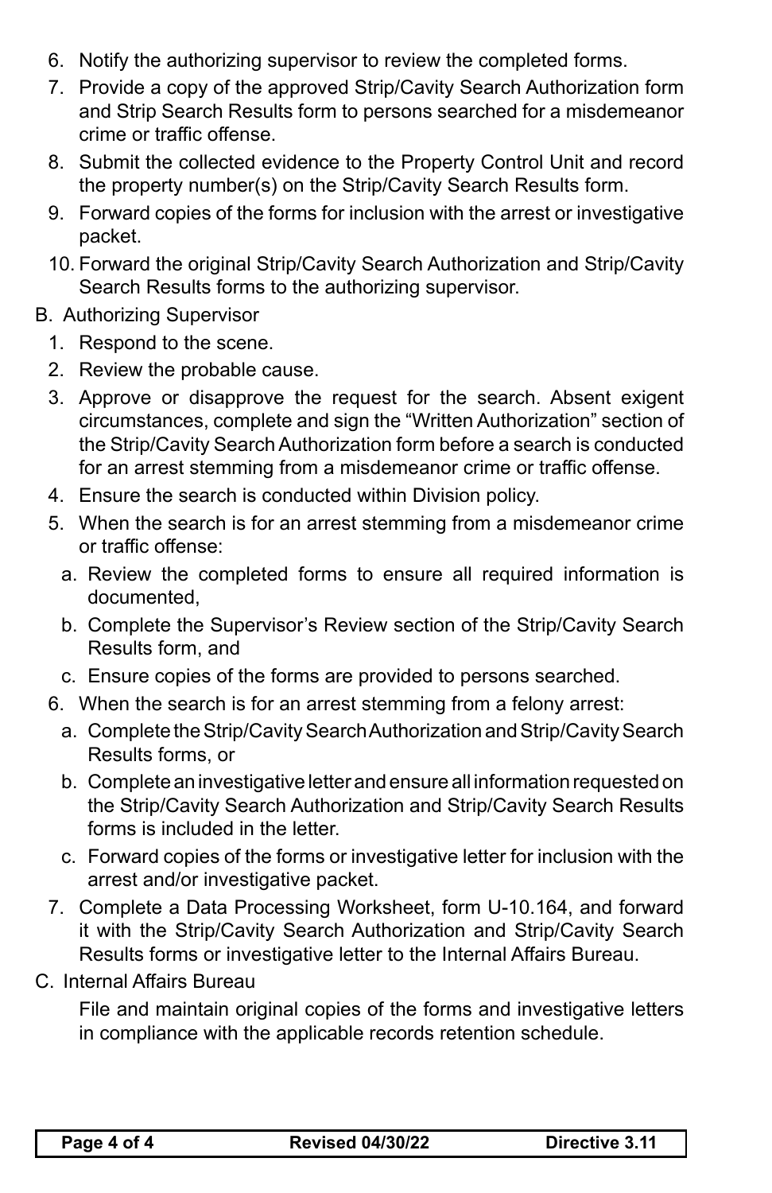6. Notify the authorizing supervisor to review the completed forms.
7. Provide a copy of the approved Strip/Cavity Search Authorization form and Strip Search Results form to persons searched for a misdemeanor crime or traffic offense.
8. Submit the collected evidence to the Property Control Unit and record the property number(s) on the Strip/Cavity Search Results form.
9. Forward copies of the forms for inclusion with the arrest or investigative packet.
10. Forward the original Strip/Cavity Search Authorization and Strip/Cavity Search Results forms to the authorizing supervisor.

B. Authorizing Supervisor

1. Respond to the scene.
2. Review the probable cause.
3. Approve or disapprove the request for the search. Absent exigent circumstances, complete and sign the "Written Authorization" section of the Strip/Cavity Search Authorization form before a search is conducted for an arrest stemming from a misdemeanor crime or traffic offense.
4. Ensure the search is conducted within Division policy.
5. When the search is for an arrest stemming from a misdemeanor crime or traffic offense:
   a. Review the completed forms to ensure all required information is documented,
   b. Complete the Supervisor's Review section of the Strip/Cavity Search Results form, and
   c. Ensure copies of the forms are provided to persons searched.
6. When the search is for an arrest stemming from a felony arrest:
   a. Complete the Strip/Cavity Search Authorization and Strip/Cavity Search Results forms, or
   b. Complete an investigative letter and ensure all information requested on the Strip/Cavity Search Authorization and Strip/Cavity Search Results forms is included in the letter.
   c. Forward copies of the forms or investigative letter for inclusion with the arrest and/or investigative packet.
7. Complete a Data Processing Worksheet, form U-10.164, and forward it with the Strip/Cavity Search Authorization and Strip/Cavity Search Results forms or investigative letter to the Internal Affairs Bureau.

C. Internal Affairs Bureau

File and maintain original copies of the forms and investigative letters in compliance with the applicable records retention schedule.